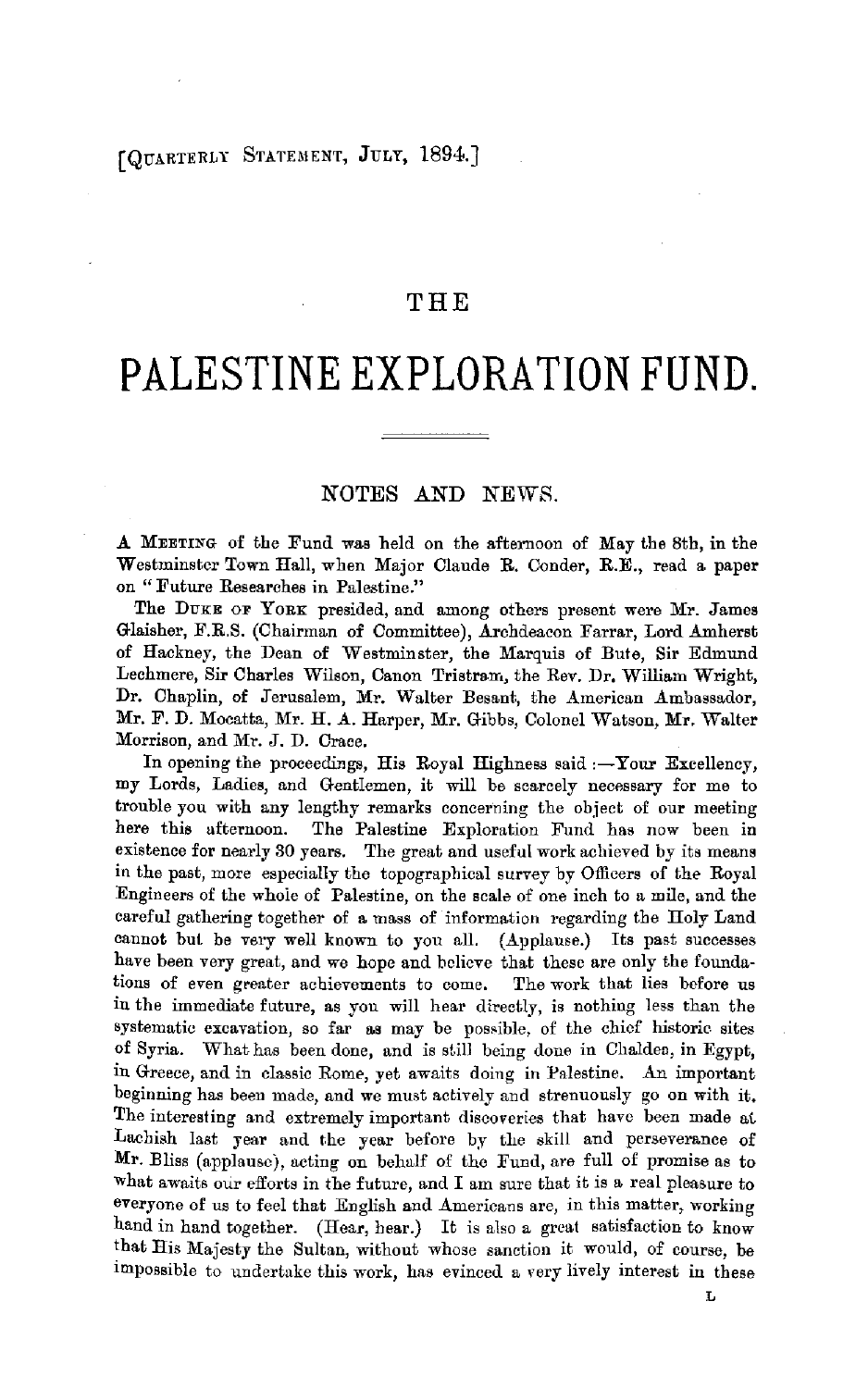[QUARTERLY STATEMENT, JULY, 1894.]

# THE

# PALESTINE EXPLORATION FUND.

## NOTES AND NEWS.

A MEETING of the Fund was held on the afternoon of May the 8th, in the Westminster Town Hall, when Major Claude R. Conder, R.E., read a paper on "Future Researches in Palestine."

The DUKE OF YORK presided, and among others present were Mr. James Glaisher, F.R.S. (Chairman of Committee), Archdeacon Farrar, Lord Amherst of Hackney, the Dean of Westminster, the Marquis of Bute, Sir Edmund Lechmere, Sir Charles Wilson, Canon Tristram, the Rev. Dr. William Wright, Dr. Chaplin, of Jerusalem, Mr. Walter Besant, the American Ambassador, Mr. F. D. Mocatta, Mr. H. A. Harper, Mr. Gibbs, Colonel Watson, Mr. Walter Morrison, and Mr. J. D. Crace.

In opening the proceedings, His Royal Highness said :—Your Excellency, my Lords, Ladies, and Gentlemen, it will be scarcely necessary for me to trouble you with any lengthy remarks concerning the object of our meeting here this afternoon. The Palestine Exploration Fund has now been in existence for nearly 30 years. The great and useful work achieved by its means in the past, more especially the topographical survey by Officers of the Royal Engineers of the whole of Palestine, on the scale of one inch to a mile, and the careful gathering together of a mass of information regarding the Holy Land cannot but be very well known to you all. (Applause.) Its past successes have been very great, and we hope and believe that these are only the foundations of even greater achievements to come. The work that lies before us in the immediate future, as you will hear directly, is nothing less than the systematic excavation, so far as may be possible, of the chief historic sites of Syria. What has been done, and is still being done in Chaldea, in Egypt, in Greece, and in classic Rome, yet awaits doing in Palestine. An important beginning has been made, and we must actively and strenuously go on with it. The interesting and extremely important discoveries that have been made at Lachish last year and the year before by the skill and perseverance of Mr. Bliss (applause), acting on behalf of the Fund, are full of promise as to what awaits our efforts in the future, and I am sure that it is a real pleasure to everyone of us to feel that English and Americans are, in this matter, working hand in hand together. (Hear, hear.) It is also a great satisfaction to know that His Majesty the Sultan, without whose sanction it would, of course, be impossible to undertake this work, has evinced a very lively interest in these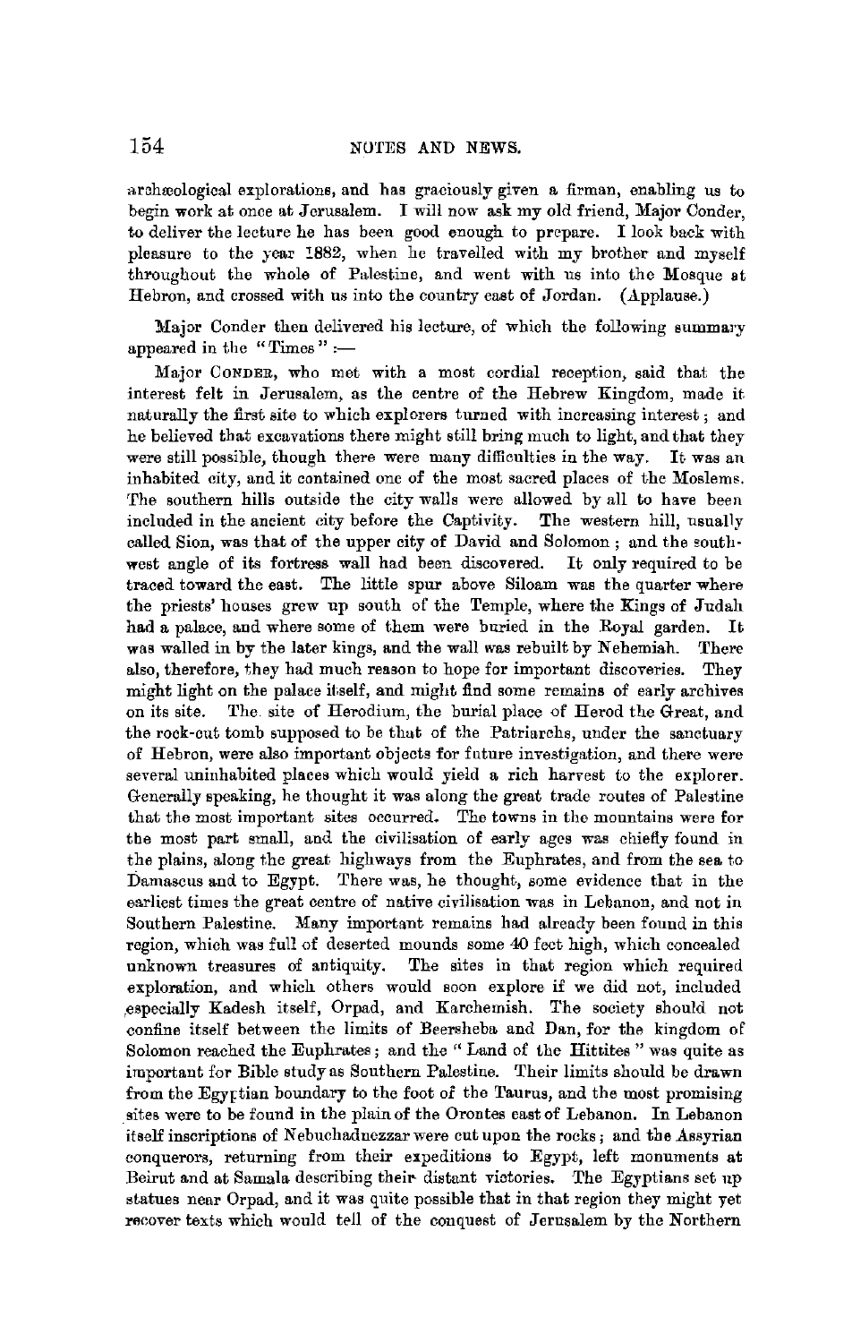archæological explorations, and has graciously given a firman, enabling us to begin work at once at Jerusalem. I will now ask my old friend, Major Conder, to deliver the lecture he has been good enough to prepare. I look back with pleasure to the year 1882, when he travelled with my brother and myself throughout the whole of Palestine, and went with us into the Mosque at Hebron, and crossed with us into the country east of Jordan. (Applause.)

Major Conder then delivered his lecture, of which the following summary appeared in the "Times" :—

Major CONDER, who met with a most cordial reception, said that the interest felt in Jerusalem, as the centre of the Hebrew Kingdom, made it naturally the first site to which explorers turned with increasing interest; and he believed that excavations there might still bring much to light, and that they were still possible, though there were many difficulties in the way. It was an inhabited city, and it contained one of the most sacred places of the Moslems. The southern hills outside the city walls were allowed by all to have been included in the ancient city before the Captivity. The western hill, usually called Sion, was that of the upper city of David and Solomon; and the south-west angle of its fortress wall had been discovered. It only required to be traced toward the east. The little spur above Siloam was the quarter where the priests' houses grew up south of the Temple, where the Kings of Judah had a palace, and where some of them were buried in the Royal garden. It was walled in by the later kings, and the wall was rebuilt by Nehemiah. There also, therefore, they had much reason to hope for important discoveries. They might light on the palace itself, and might find some remains of early archives on its site. The site of Herodium, the burial place of Herod the Great, and the rock-cut tomb supposed to be that of the Patriarchs, under the sanctuary of Hebron, were also important objects for future investigation, and there were several uninhabited places which would yield a rich harvest to the explorer. Generally speaking, he thought it was along the great trade routes of Palestine that the most important sites occurred. The towns in the mountains were for the most part small, and the civilisation of early ages was chiefly found in the plains, along the great highways from the Euphrates, and from the sea to Damascus and to Egypt. There was, he thought, some evidence that in the earliest times the great centre of native civilisation was in Lebanon, and not in Southern Palestine. Many important remains had already been found in this region, which was full of deserted mounds some 40 feet high, which concealed unknown treasures of antiquity. The sites in that region which required exploration, and which others would soon explore if we did not, included especially Kadesh itself, Orpad, and Karchemish. The society should not confine itself between the limits of Beersheba and Dan, for the kingdom of Solomon reached the Euphrates; and the "Land of the Hittites" was quite as important for Bible study as Southern Palestine. Their limits should be drawn from the Egyptian boundary to the foot of the Taurus, and the most promising sites were to be found in the plain of the Orontes east of Lebanon. In Lebanon itself inscriptions of Nebuchadnezzar were cut upon the rocks; and the Assyrian conquerors, returning from their expeditions to Egypt, left monuments at Beirut and at Samala describing their distant victories. The Egyptians set up statues near Orpad, and it was quite possible that in that region they might yet recover texts which would tell of the conquest of Jerusalem by the Northern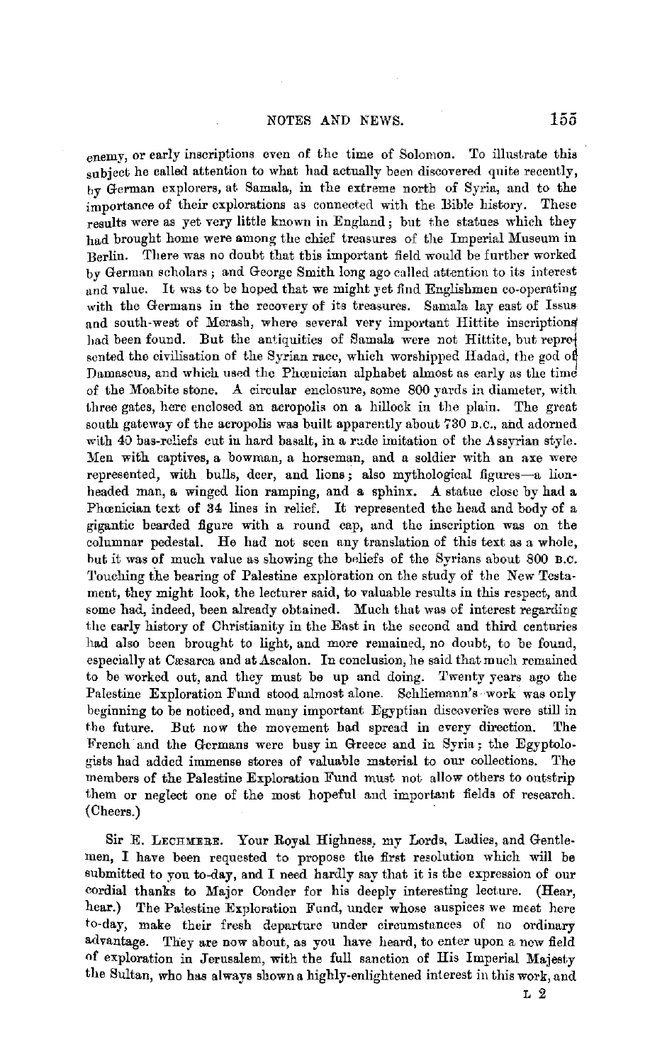enemy, or early inscriptions even of the time of Solomon. To illustrate this subject he called attention to what had actually been discovered quite recently, by German explorers, at Samala, in the extreme north of Syria, and to the importance of their explorations as connected with the Bible history. These results were as yet very little known in England; but the statues which they had brought home were among the chief treasures of the Imperial Museum in Berlin. There was no doubt that this important field would be further worked by German scholars; and George Smith long ago called attention to its interest and value. It was to be hoped that we might yet find Englishmen co-operating with the Germans in the recovery of its treasures. Samala lay east of Issus and south-west of Merash, where several very important Hittite inscriptions had been found. But the antiquities of Samala were not Hittite, but represented the civilisation of the Syrian race, which worshipped Hadad, the god of Damascus, and which used the Phœnician alphabet almost as early as the time of the Moabite stone. A circular enclosure, some 800 yards in diameter, with three gates, here enclosed an acropolis on a hillock in the plain. The great south gateway of the acropolis was built apparently about 730 B.C., and adorned with 40 bas-reliefs cut in hard basalt, in a rude imitation of the Assyrian style. Men with captives, a bowman, a horseman, and a soldier with an axe were represented, with bulls, deer, and lions; also mythological figures—a lion-headed man, a winged lion ramping, and a sphinx. A statue close by had a Phœnician text of 34 lines in relief. It represented the head and body of a gigantic bearded figure with a round cap, and the inscription was on the columnar pedestal. He had not seen any translation of this text as a whole, but it was of much value as showing the beliefs of the Syrians about 800 B.C. Touching the bearing of Palestine exploration on the study of the New Testament, they might look, the lecturer said, to valuable results in this respect, and some had, indeed, been already obtained. Much that was of interest regarding the early history of Christianity in the East in the second and third centuries had also been brought to light, and more remained, no doubt, to be found, especially at Cæsarea and at Ascalon. In conclusion, he said that much remained to be worked out, and they must be up and doing. Twenty years ago the Palestine Exploration Fund stood almost alone. Schliemann's work was only beginning to be noticed, and many important Egyptian discoveries were still in the future. But now the movement had spread in every direction. The French and the Germans were busy in Greece and in Syria; the Egyptologists had added immense stores of valuable material to our collections. The members of the Palestine Exploration Fund must not allow others to outstrip them or neglect one of the most hopeful and important fields of research. (Cheers.)

Sir E. LECHMERE. Your Royal Highness, my Lords, Ladies, and Gentlemen, I have been requested to propose the first resolution which will be submitted to you to-day, and I need hardly say that it is the expression of our cordial thanks to Major Conder for his deeply interesting lecture. (Hear, hear.) The Palestine Exploration Fund, under whose auspices we meet here to-day, make their fresh departure under circumstances of no ordinary advantage. They are now about, as you have heard, to enter upon a new field of exploration in Jerusalem, with the full sanction of His Imperial Majesty the Sultan, who has always shown a highly-enlightened interest in this work, and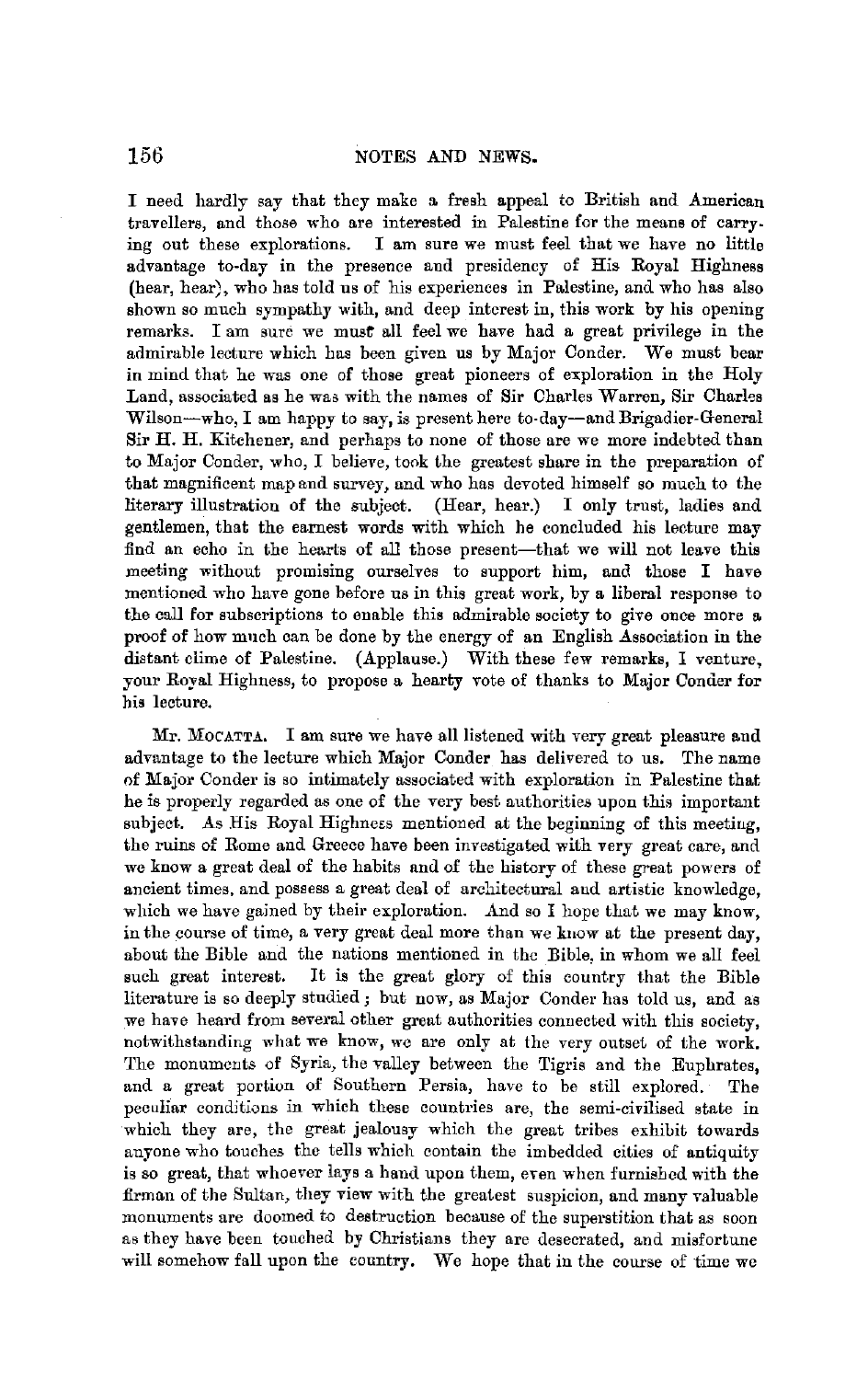I need hardly say that they make a fresh appeal to British and American travellers, and those who are interested in Palestine for the means of carrying out these explorations. I am sure we must feel that we have no little advantage to-day in the presence and presidency of His Royal Highness (hear, hear), who has told us of his experiences in Palestine, and who has also shown so much sympathy with, and deep interest in, this work by his opening remarks. I am sure we must all feel we have had a great privilege in the admirable lecture which has been given us by Major Conder. We must bear in mind that he was one of those great pioneers of exploration in the Holy Land, associated as he was with the names of Sir Charles Warren, Sir Charles Wilson—who, I am happy to say, is present here to-day—and Brigadier-General Sir H. H. Kitchener, and perhaps to none of those are we more indebted than to Major Conder, who, I believe, took the greatest share in the preparation of that magnificent map and survey, and who has devoted himself so much to the literary illustration of the subject. (Hear, hear.) I only trust, ladies and gentlemen, that the earnest words with which he concluded his lecture may find an echo in the hearts of all those present—that we will not leave this meeting without promising ourselves to support him, and those I have mentioned who have gone before us in this great work, by a liberal response to the call for subscriptions to enable this admirable society to give once more a proof of how much can be done by the energy of an English Association in the distant clime of Palestine. (Applause.) With these few remarks, I venture, your Royal Highness, to propose a hearty vote of thanks to Major Conder for his lecture.

Mr. Mocatta. I am sure we have all listened with very great pleasure and advantage to the lecture which Major Conder has delivered to us. The name of Major Conder is so intimately associated with exploration in Palestine that he is properly regarded as one of the very best authorities upon this important subject. As His Royal Highness mentioned at the beginning of this meeting, the ruins of Rome and Greece have been investigated with very great care, and we know a great deal of the habits and of the history of these great powers of ancient times, and possess a great deal of architectural and artistic knowledge, which we have gained by their exploration. And so I hope that we may know, in the course of time, a very great deal more than we know at the present day, about the Bible and the nations mentioned in the Bible, in whom we all feel such great interest. It is the great glory of this country that the Bible literature is so deeply studied; but now, as Major Conder has told us, and as we have heard from several other great authorities connected with this society, notwithstanding what we know, we are only at the very outset of the work. The monuments of Syria, the valley between the Tigris and the Euphrates, and a great portion of Southern Persia, have to be still explored. The peculiar conditions in which these countries are, the semi-civilised state in which they are, the great jealousy which the great tribes exhibit towards anyone who touches the tells which contain the imbedded cities of antiquity is so great, that whoever lays a hand upon them, even when furnished with the firman of the Sultan, they view with the greatest suspicion, and many valuable monuments are doomed to destruction because of the superstition that as soon as they have been touched by Christians they are desecrated, and misfortune will somehow fall upon the country. We hope that in the course of time we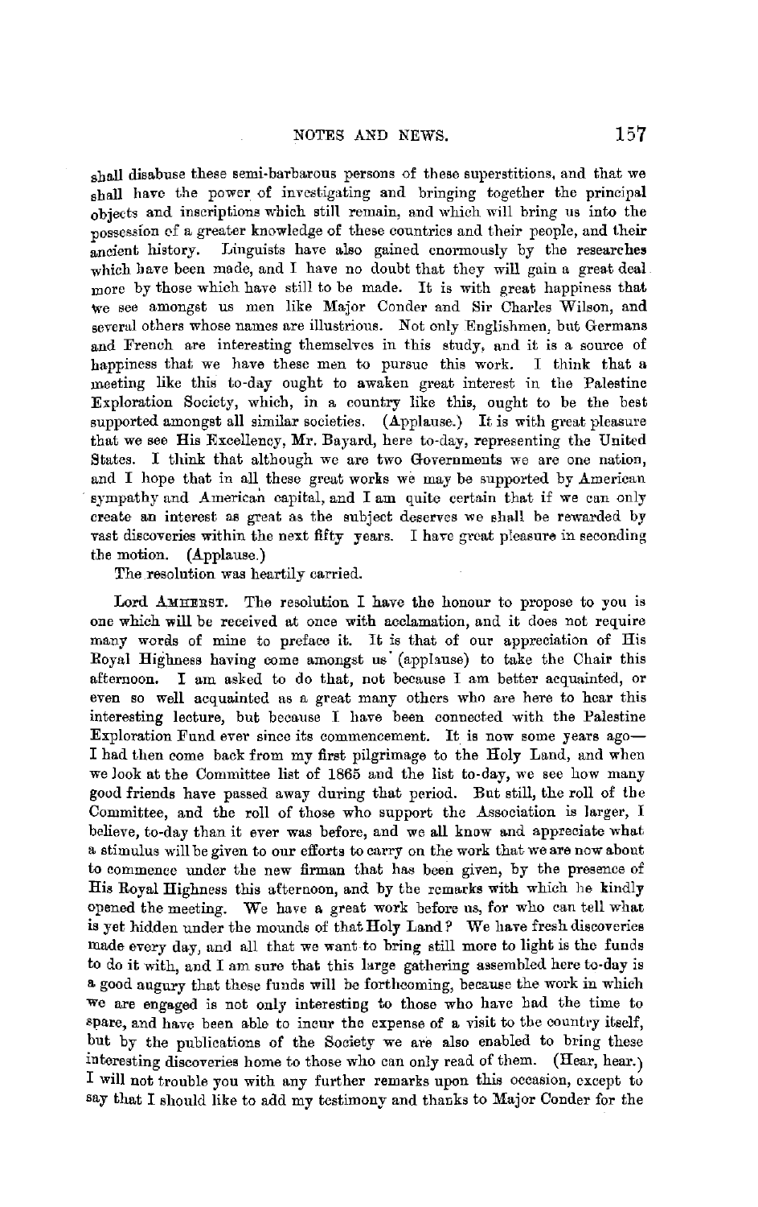shall disabuse these semi-barbarous persons of these superstitions, and that we shall have the power of investigating and bringing together the principal objects and inscriptions which still remain, and which will bring us into the possession of a greater knowledge of these countries and their people, and their ancient history. Linguists have also gained enormously by the researches which have been made, and I have no doubt that they will gain a great deal more by those which have still to be made. It is with great happiness that we see amongst us men like Major Conder and Sir Charles Wilson, and several others whose names are illustrious. Not only Englishmen, but Germans and French are interesting themselves in this study, and it is a source of happiness that we have these men to pursue this work. I think that a meeting like this to-day ought to awaken great interest in the Palestine Exploration Society, which, in a country like this, ought to be the best supported amongst all similar societies. (Applause.) It is with great pleasure that we see His Excellency, Mr. Bayard, here to-day, representing the United States. I think that although we are two Governments we are one nation, and I hope that in all these great works we may be supported by American sympathy and American capital, and I am quite certain that if we can only create an interest as great as the subject deserves we shall be rewarded by vast discoveries within the next fifty years. I have great pleasure in seconding the motion. (Applause.)

The resolution was heartily carried.

Lord Amherst. The resolution I have the honour to propose to you is one which will be received at once with acclamation, and it does not require many words of mine to preface it. It is that of our appreciation of His Royal Highness having come amongst us (applause) to take the Chair this afternoon. I am asked to do that, not because I am better acquainted, or even so well acquainted as a great many others who are here to hear this interesting lecture, but because I have been connected with the Palestine Exploration Fund ever since its commencement. It is now some years ago—I had then come back from my first pilgrimage to the Holy Land, and when we look at the Committee list of 1865 and the list to-day, we see how many good friends have passed away during that period. But still, the roll of the Committee, and the roll of those who support the Association is larger, I believe, to-day than it ever was before, and we all know and appreciate what a stimulus will be given to our efforts to carry on the work that we are now about to commence under the new firman that has been given, by the presence of His Royal Highness this afternoon, and by the remarks with which he kindly opened the meeting. We have a great work before us, for who can tell what is yet hidden under the mounds of that Holy Land? We have fresh discoveries made every day, and all that we want to bring still more to light is the funds to do it with, and I am sure that this large gathering assembled here to-day is a good augury that these funds will be forthcoming, because the work in which we are engaged is not only interesting to those who have had the time to spare, and have been able to incur the expense of a visit to the country itself, but by the publications of the Society we are also enabled to bring these interesting discoveries home to those who can only read of them. (Hear, hear.) I will not trouble you with any further remarks upon this occasion, except to say that I should like to add my testimony and thanks to Major Conder for the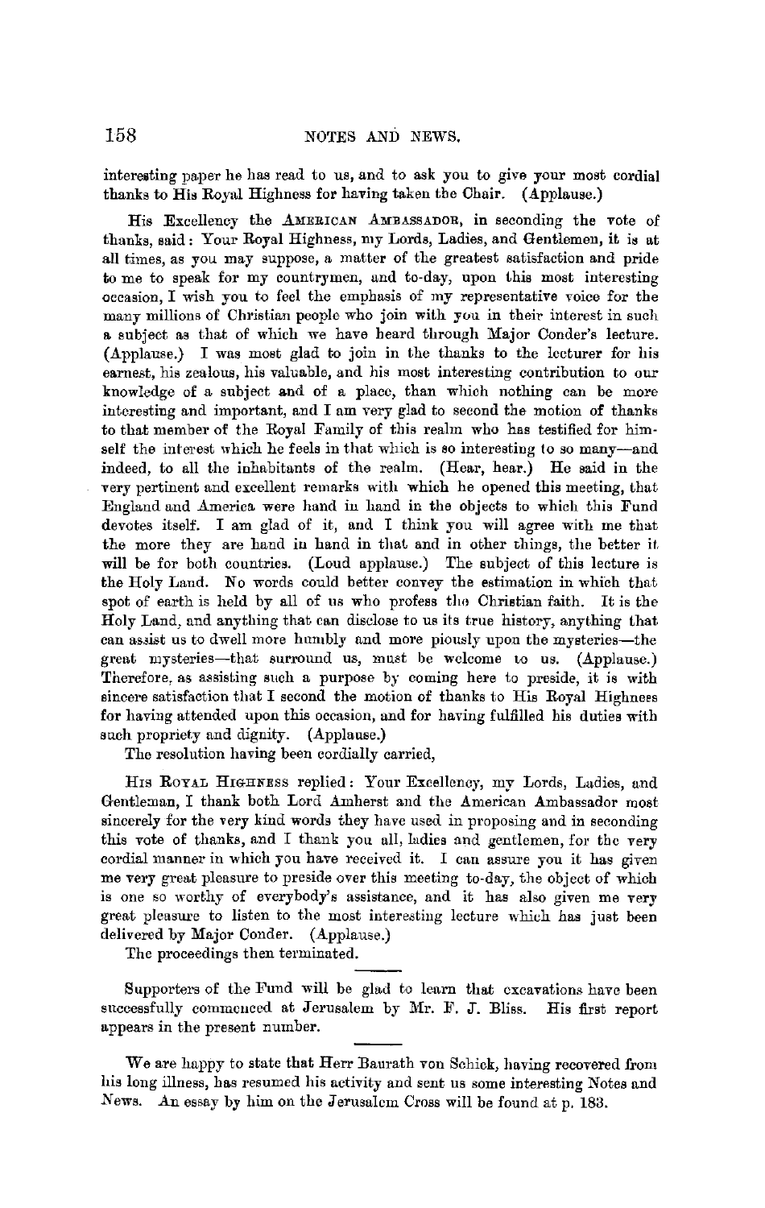interesting paper he has read to us, and to ask you to give your most cordial thanks to His Royal Highness for having taken the Chair. (Applause.)

His Excellency the AMERICAN AMBASSADOR, in seconding the vote of thanks, said: Your Royal Highness, my Lords, Ladies, and Gentlemen, it is at all times, as you may suppose, a matter of the greatest satisfaction and pride to me to speak for my countrymen, and to-day, upon this most interesting occasion, I wish you to feel the emphasis of my representative voice for the many millions of Christian people who join with you in their interest in such a subject as that of which we have heard through Major Conder's lecture. (Applause.) I was most glad to join in the thanks to the lecturer for his earnest, his zealous, his valuable, and his most interesting contribution to our knowledge of a subject and of a place, than which nothing can be more interesting and important, and I am very glad to second the motion of thanks to that member of the Royal Family of this realm who has testified for himself the interest which he feels in that which is so interesting to so many—and indeed, to all the inhabitants of the realm. (Hear, hear.) He said in the very pertinent and excellent remarks with which he opened this meeting, that England and America were hand in hand in the objects to which this Fund devotes itself. I am glad of it, and I think you will agree with me that the more they are hand in hand in that and in other things, the better it will be for both countries. (Loud applause.) The subject of this lecture is the Holy Land. No words could better convey the estimation in which that spot of earth is held by all of us who profess the Christian faith. It is the Holy Land, and anything that can disclose to us its true history, anything that can assist us to dwell more humbly and more piously upon the mysteries—the great mysteries—that surround us, must be welcome to us. (Applause.) Therefore, as assisting such a purpose by coming here to preside, it is with sincere satisfaction that I second the motion of thanks to His Royal Highness for having attended upon this occasion, and for having fulfilled his duties with such propriety and dignity. (Applause.)

The resolution having been cordially carried,

HIS ROYAL HIGHNESS replied: Your Excellency, my Lords, Ladies, and Gentleman, I thank both Lord Amherst and the American Ambassador most sincerely for the very kind words they have used in proposing and in seconding this vote of thanks, and I thank you all, ladies and gentlemen, for the very cordial manner in which you have received it. I can assure you it has given me very great pleasure to preside over this meeting to-day, the object of which is one so worthy of everybody's assistance, and it has also given me very great pleasure to listen to the most interesting lecture which has just been delivered by Major Conder. (Applause.)

The proceedings then terminated.

---

Supporters of the Fund will be glad to learn that excavations have been successfully commenced at Jerusalem by Mr. F. J. Bliss. His first report appears in the present number.

---

We are happy to state that Herr Baurath von Schick, having recovered from his long illness, has resumed his activity and sent us some interesting Notes and News. An essay by him on the Jerusalem Cross will be found at p. 183.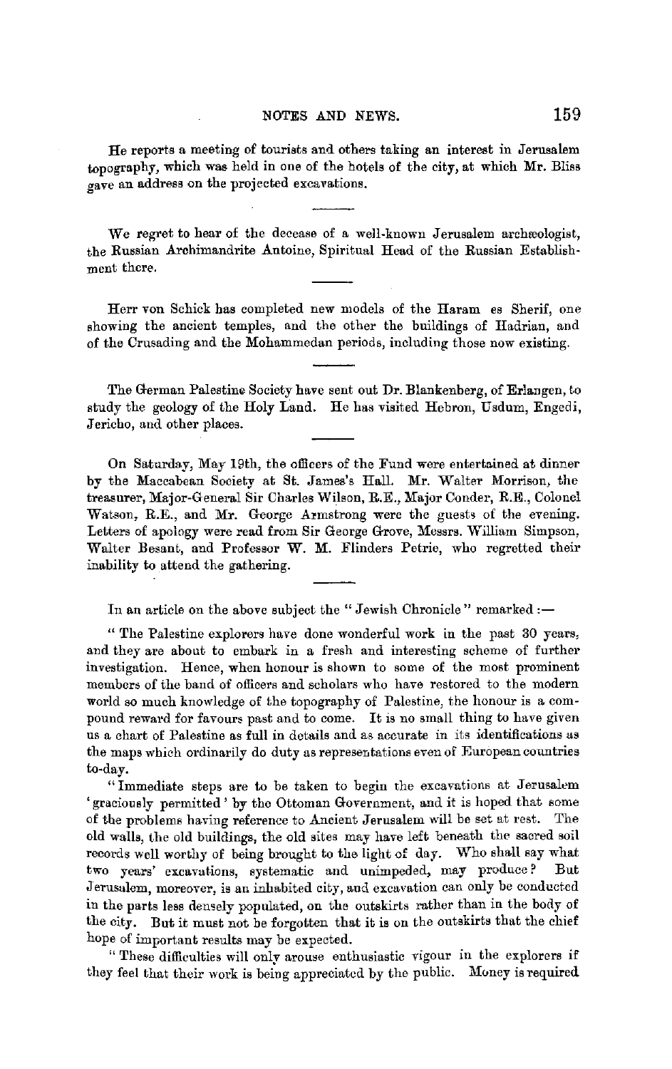He reports a meeting of tourists and others taking an interest in Jerusalem topography, which was held in one of the hotels of the city, at which Mr. Bliss gave an address on the projected excavations.

---

We regret to hear of the decease of a well-known Jerusalem archæologist, the Russian Archimandrite Antoine, Spiritual Head of the Russian Establishment there.

---

Herr von Schick has completed new models of the Haram es Sherif, one showing the ancient temples, and the other the buildings of Hadrian, and of the Crusading and the Mohammedan periods, including those now existing.

---

The German Palestine Society have sent out Dr. Blankenberg, of Erlangen, to study the geology of the Holy Land. He has visited Hebron, Usdum, Engedi, Jericho, and other places.

---

On Saturday, May 19th, the officers of the Fund were entertained at dinner by the Maccabean Society at St. James's Hall. Mr. Walter Morrison, the treasurer, Major-General Sir Charles Wilson, R.E., Major Conder, R.E., Colonel Watson, R.E., and Mr. George Armstrong were the guests of the evening. Letters of apology were read from Sir George Grove, Messrs. William Simpson, Walter Besant, and Professor W. M. Flinders Petrie, who regretted their inability to attend the gathering.

---

In an article on the above subject the "Jewish Chronicle" remarked :—

"The Palestine explorers have done wonderful work in the past 30 years, and they are about to embark in a fresh and interesting scheme of further investigation. Hence, when honour is shown to some of the most prominent members of the band of officers and scholars who have restored to the modern world so much knowledge of the topography of Palestine, the honour is a compound reward for favours past and to come. It is no small thing to have given us a chart of Palestine as full in details and as accurate in its identifications as the maps which ordinarily do duty as representations even of European countries to-day.

"Immediate steps are to be taken to begin the excavations at Jerusalem 'graciously permitted' by the Ottoman Government, and it is hoped that some of the problems having reference to Ancient Jerusalem will be set at rest. The old walls, the old buildings, the old sites may have left beneath the sacred soil records well worthy of being brought to the light of day. Who shall say what two years' excavations, systematic and unimpeded, may produce? But Jerusalem, moreover, is an inhabited city, and excavation can only be conducted in the parts less densely populated, on the outskirts rather than in the body of the city. But it must not be forgotten that it is on the outskirts that the chief hope of important results may be expected.

"These difficulties will only arouse enthusiastic vigour in the explorers if they feel that their work is being appreciated by the public. Money is required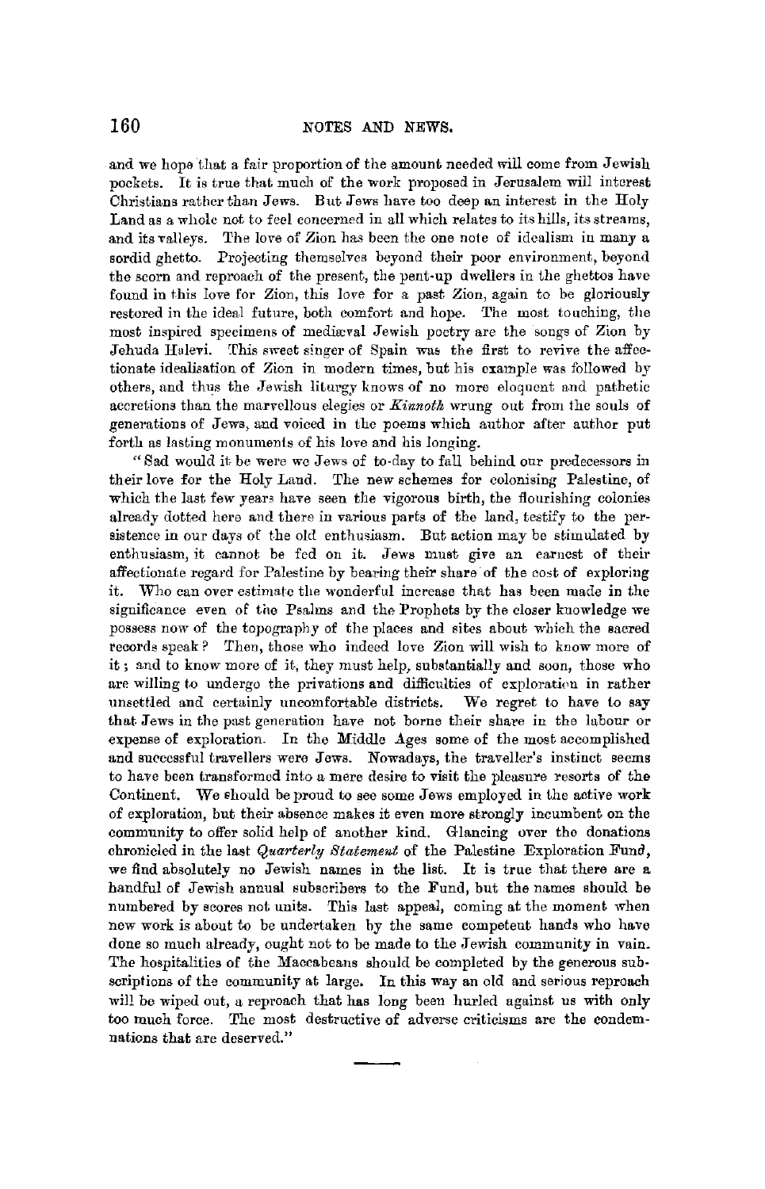and we hope that a fair proportion of the amount needed will come from Jewish pockets. It is true that much of the work proposed in Jerusalem will interest Christians rather than Jews. But Jews have too deep an interest in the Holy Land as a whole not to feel concerned in all which relates to its hills, its streams, and its valleys. The love of Zion has been the one note of idealism in many a sordid ghetto. Projecting themselves beyond their poor environment, beyond the scorn and reproach of the present, the pent-up dwellers in the ghettos have found in this love for Zion, this love for a past Zion, again to be gloriously restored in the ideal future, both comfort and hope. The most touching, the most inspired specimens of mediæval Jewish poetry are the songs of Zion by Jehuda Halevi. This sweet singer of Spain was the first to revive the affectionate idealisation of Zion in modern times, but his example was followed by others, and thus the Jewish liturgy knows of no more eloquent and pathetic accretions than the marvellous elegies or *Kinnoth* wrung out from the souls of generations of Jews, and voiced in the poems which author after author put forth as lasting monuments of his love and his longing.

"Sad would it be were we Jews of to-day to fall behind our predecessors in their love for the Holy Land. The new schemes for colonising Palestine, of which the last few years have seen the vigorous birth, the flourishing colonies already dotted here and there in various parts of the land, testify to the persistence in our days of the old enthusiasm. But action may be stimulated by enthusiasm, it cannot be fed on it. Jews must give an earnest of their affectionate regard for Palestine by bearing their share of the cost of exploring it. Who can over estimate the wonderful increase that has been made in the significance even of the Psalms and the Prophets by the closer knowledge we possess now of the topography of the places and sites about which the sacred records speak? Then, those who indeed love Zion will wish to know more of it; and to know more of it, they must help, substantially and soon, those who are willing to undergo the privations and difficulties of exploration in rather unsettled and certainly uncomfortable districts. We regret to have to say that Jews in the past generation have not borne their share in the labour or expense of exploration. In the Middle Ages some of the most accomplished and successful travellers were Jews. Nowadays, the traveller's instinct seems to have been transformed into a mere desire to visit the pleasure resorts of the Continent. We should be proud to see some Jews employed in the active work of exploration, but their absence makes it even more strongly incumbent on the community to offer solid help of another kind. Glancing over the donations chronicled in the last *Quarterly Statement* of the Palestine Exploration Fund, we find absolutely no Jewish names in the list. It is true that there are a handful of Jewish annual subscribers to the Fund, but the names should be numbered by scores not units. This last appeal, coming at the moment when new work is about to be undertaken by the same competent hands who have done so much already, ought not to be made to the Jewish community in vain. The hospitalities of the Maccabeans should be completed by the generous subscriptions of the community at large. In this way an old and serious reproach will be wiped out, a reproach that has long been hurled against us with only too much force. The most destructive of adverse criticisms are the condemnations that are deserved."

---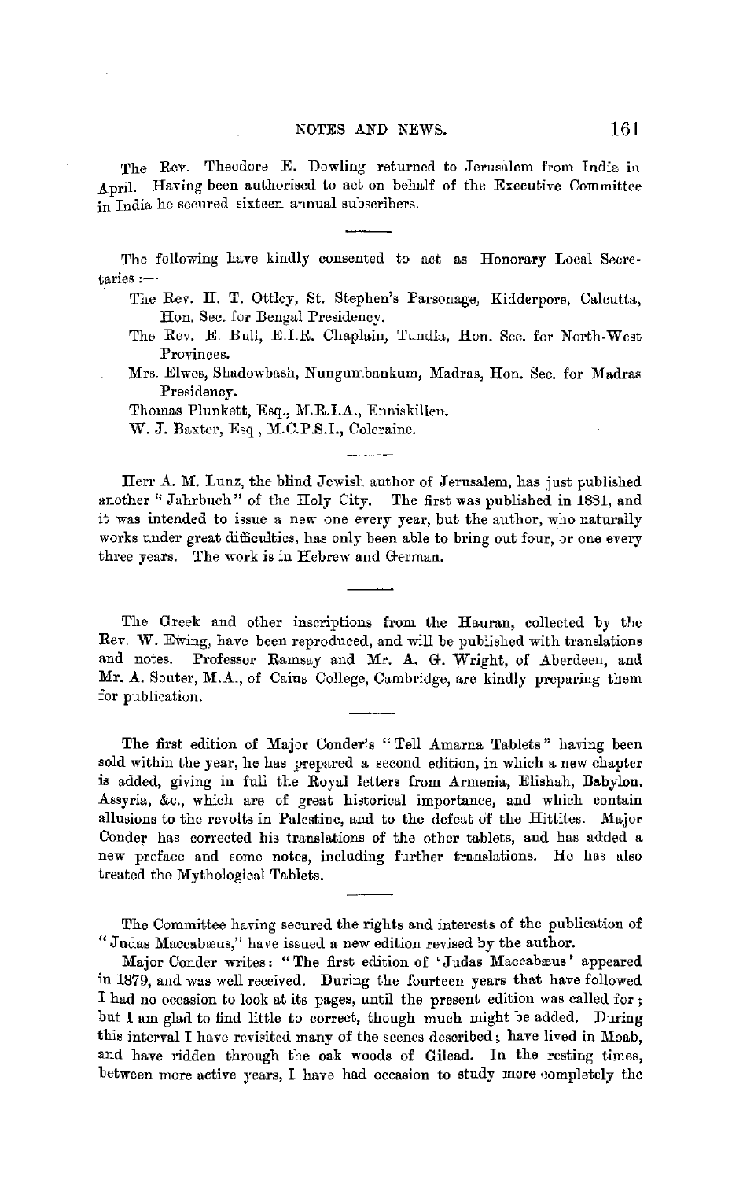The Rev. Theodore E. Dowling returned to Jerusalem from India in April. Having been authorised to act on behalf of the Executive Committee in India he secured sixteen annual subscribers.

---

The following have kindly consented to act as Honorary Local Secretaries :—

The Rev. H. T. Ottley, St. Stephen's Parsonage, Kidderpore, Calcutta, Hon. Sec. for Bengal Presidency.

The Rev. E. Bull, E.I.R. Chaplain, Tundla, Hon. Sec. for North-West Provinces.

Mrs. Elwes, Shadowbash, Nungumbankum, Madras, Hon. Sec. for Madras Presidency.

Thomas Plunkett, Esq., M.R.I.A., Enniskillen.

W. J. Baxter, Esq., M.C.P.S.I., Coleraine.

---

Herr A. M. Lunz, the blind Jewish author of Jerusalem, has just published another "Jahrbuch" of the Holy City. The first was published in 1881, and it was intended to issue a new one every year, but the author, who naturally works under great difficulties, has only been able to bring out four, or one every three years. The work is in Hebrew and German.

---

The Greek and other inscriptions from the Hauran, collected by the Rev. W. Ewing, have been reproduced, and will be published with translations and notes. Professor Ramsay and Mr. A. G. Wright, of Aberdeen, and Mr. A. Souter, M.A., of Caius College, Cambridge, are kindly preparing them for publication.

---

The first edition of Major Conder's "Tell Amarna Tablets" having been sold within the year, he has prepared a second edition, in which a new chapter is added, giving in full the Royal letters from Armenia, Elishah, Babylon, Assyria, &c., which are of great historical importance, and which contain allusions to the revolts in Palestine, and to the defeat of the Hittites. Major Conder has corrected his translations of the other tablets, and has added a new preface and some notes, including further translations. He has also treated the Mythological Tablets.

---

The Committee having secured the rights and interests of the publication of "Judas Maccabæus," have issued a new edition revised by the author.

Major Conder writes: "The first edition of 'Judas Maccabæus' appeared in 1879, and was well received. During the fourteen years that have followed I had no occasion to look at its pages, until the present edition was called for; but I am glad to find little to correct, though much might be added. During this interval I have revisited many of the scenes described; have lived in Moab, and have ridden through the oak woods of Gilead. In the resting times, between more active years, I have had occasion to study more completely the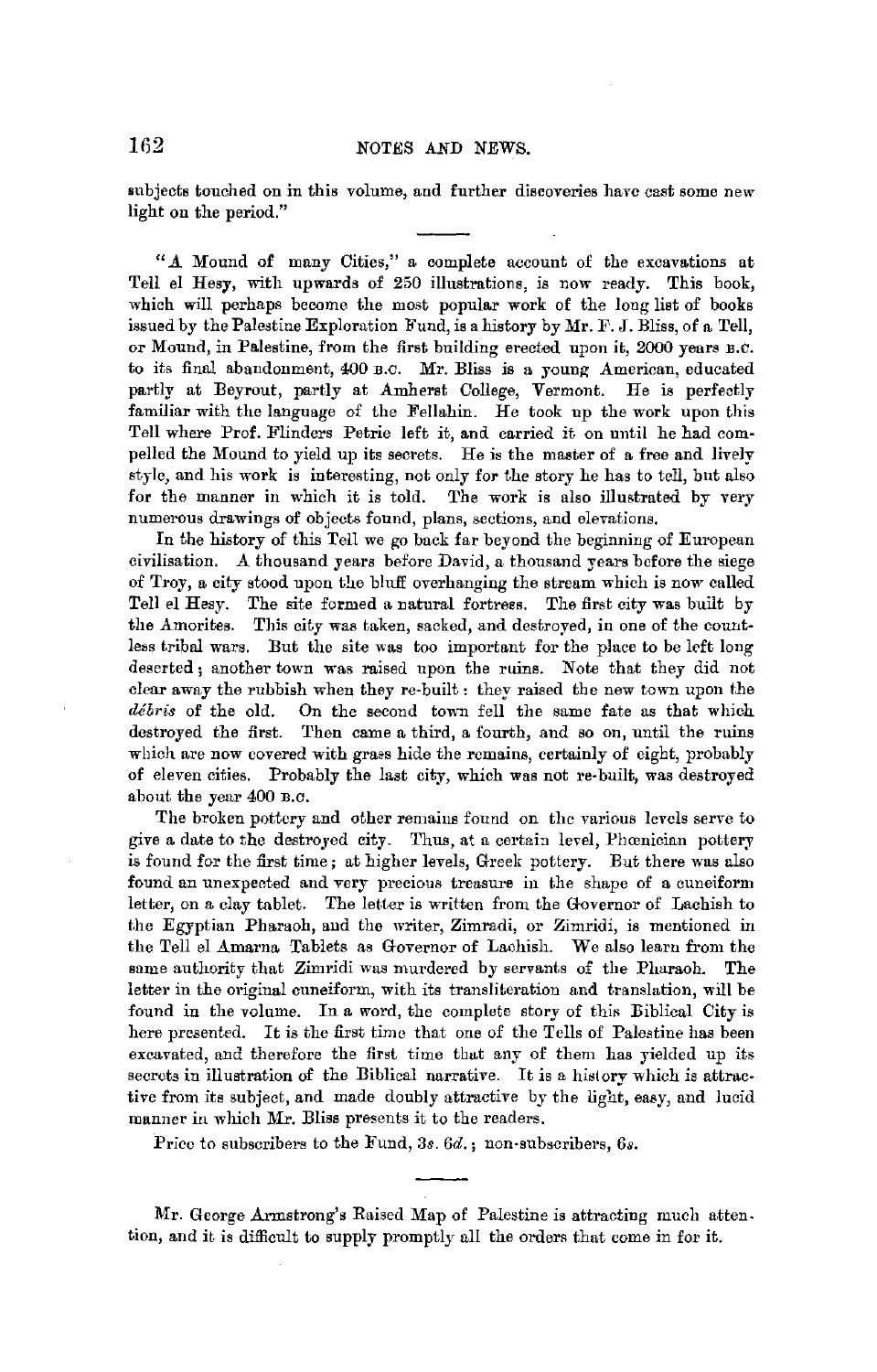subjects touched on in this volume, and further discoveries have cast some new light on the period."

---

"A Mound of many Cities," a complete account of the excavations at Tell el Hesy, with upwards of 250 illustrations, is now ready. This book, which will perhaps become the most popular work of the long list of books issued by the Palestine Exploration Fund, is a history by Mr. F. J. Bliss, of a Tell, or Mound, in Palestine, from the first building erected upon it, 2000 years B.C. to its final abandonment, 400 B.C. Mr. Bliss is a young American, educated partly at Beyrout, partly at Amherst College, Vermont. He is perfectly familiar with the language of the Fellahin. He took up the work upon this Tell where Prof. Flinders Petrie left it, and carried it on until he had compelled the Mound to yield up its secrets. He is the master of a free and lively style, and his work is interesting, not only for the story he has to tell, but also for the manner in which it is told. The work is also illustrated by very numerous drawings of objects found, plans, sections, and elevations.

In the history of this Tell we go back far beyond the beginning of European civilisation. A thousand years before David, a thousand years before the siege of Troy, a city stood upon the bluff overhanging the stream which is now called Tell el Hesy. The site formed a natural fortress. The first city was built by the Amorites. This city was taken, sacked, and destroyed, in one of the countless tribal wars. But the site was too important for the place to be left long deserted; another town was raised upon the ruins. Note that they did not clear away the rubbish when they re-built: they raised the new town upon the *débris* of the old. On the second town fell the same fate as that which destroyed the first. Then came a third, a fourth, and so on, until the ruins which are now covered with grass hide the remains, certainly of eight, probably of eleven cities. Probably the last city, which was not re-built, was destroyed about the year 400 B.C.

The broken pottery and other remains found on the various levels serve to give a date to the destroyed city. Thus, at a certain level, Phœnician pottery is found for the first time; at higher levels, Greek pottery. But there was also found an unexpected and very precious treasure in the shape of a cuneiform letter, on a clay tablet. The letter is written from the Governor of Lachish to the Egyptian Pharaoh, and the writer, Zimradi, or Zimridi, is mentioned in the Tell el Amarna Tablets as Governor of Lachish. We also learn from the same authority that Zimridi was murdered by servants of the Pharaoh. The letter in the original cuneiform, with its transliteration and translation, will be found in the volume. In a word, the complete story of this Biblical City is here presented. It is the first time that one of the Tells of Palestine has been excavated, and therefore the first time that any of them has yielded up its secrets in illustration of the Biblical narrative. It is a history which is attractive from its subject, and made doubly attractive by the light, easy, and lucid manner in which Mr. Bliss presents it to the readers.

Price to subscribers to the Fund, 3*s.* 6*d.*; non-subscribers, 6*s.*

---

Mr. George Armstrong's Raised Map of Palestine is attracting much attention, and it is difficult to supply promptly all the orders that come in for it.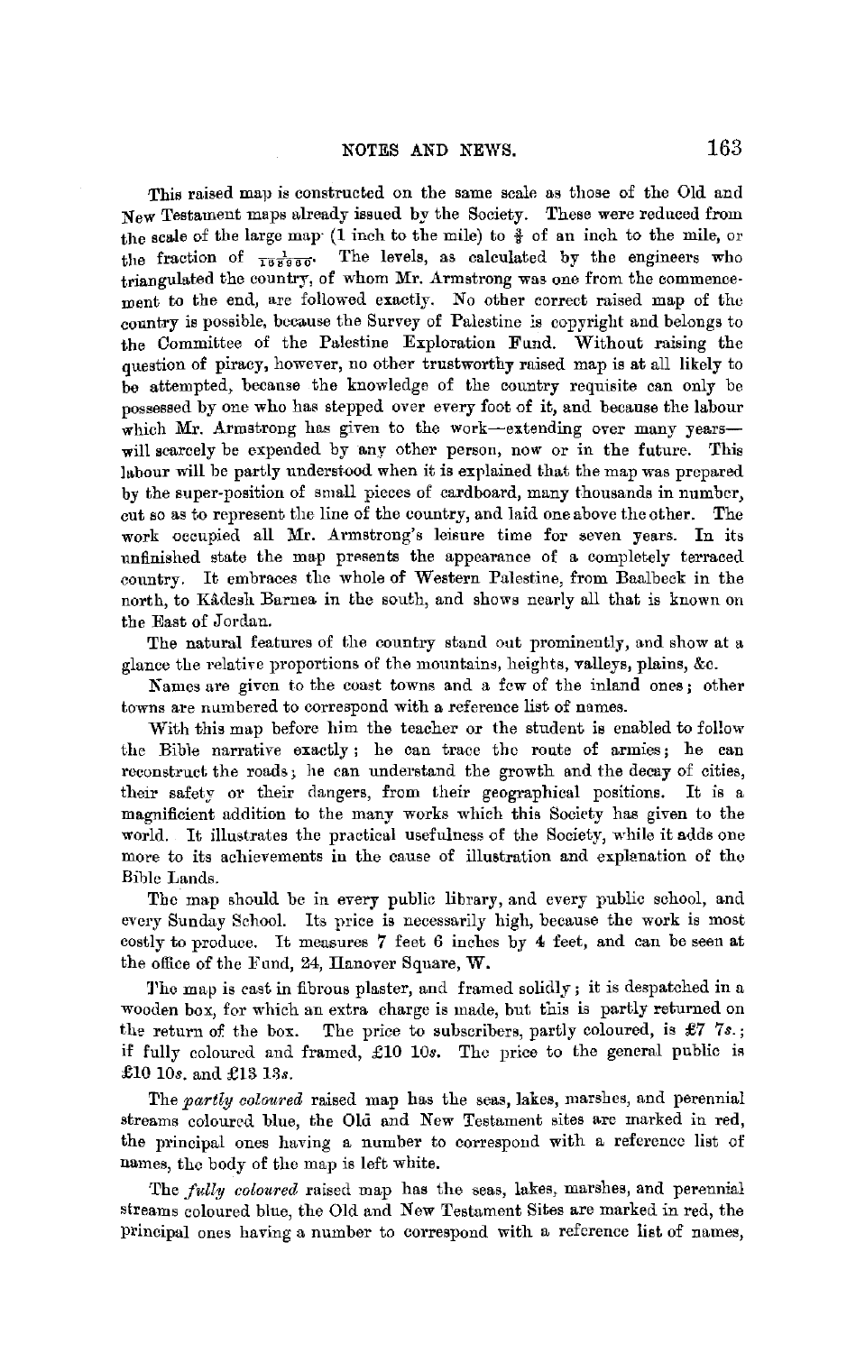This raised map is constructed on the same scale as those of the Old and New Testament maps already issued by the Society. These were reduced from the scale of the large map (1 inch to the mile) to $\frac{3}{8}$ of an inch to the mile, or the fraction of $\frac{1}{168960}$. The levels, as calculated by the engineers who triangulated the country, of whom Mr. Armstrong was one from the commencement to the end, are followed exactly. No other correct raised map of the country is possible, because the Survey of Palestine is copyright and belongs to the Committee of the Palestine Exploration Fund. Without raising the question of piracy, however, no other trustworthy raised map is at all likely to be attempted, because the knowledge of the country requisite can only be possessed by one who has stepped over every foot of it, and because the labour which Mr. Armstrong has given to the work—extending over many years—will scarcely be expended by any other person, now or in the future. This labour will be partly understood when it is explained that the map was prepared by the super-position of small pieces of cardboard, many thousands in number, cut so as to represent the line of the country, and laid one above the other. The work occupied all Mr. Armstrong's leisure time for seven years. In its unfinished state the map presents the appearance of a completely terraced country. It embraces the whole of Western Palestine, from Baalbeck in the north, to Kâdesh Barnea in the south, and shows nearly all that is known on the East of Jordan.

The natural features of the country stand out prominently, and show at a glance the relative proportions of the mountains, heights, valleys, plains, &c.

Names are given to the coast towns and a few of the inland ones; other towns are numbered to correspond with a reference list of names.

With this map before him the teacher or the student is enabled to follow the Bible narrative exactly; he can trace the route of armies; he can reconstruct the roads; he can understand the growth and the decay of cities, their safety or their dangers, from their geographical positions. It is a magnificient addition to the many works which this Society has given to the world. It illustrates the practical usefulness of the Society, while it adds one more to its achievements in the cause of illustration and explanation of the Bible Lands.

The map should be in every public library, and every public school, and every Sunday School. Its price is necessarily high, because the work is most costly to produce. It measures 7 feet 6 inches by 4 feet, and can be seen at the office of the Fund, 24, Hanover Square, W.

The map is cast in fibrous plaster, and framed solidly; it is despatched in a wooden box, for which an extra charge is made, but this is partly returned on the return of the box. The price to subscribers, partly coloured, is £7 7*s.*; if fully coloured and framed, £10 10*s.* The price to the general public is £10 10*s.* and £13 13*s.*

The *partly coloured* raised map has the seas, lakes, marshes, and perennial streams coloured blue, the Old and New Testament sites are marked in red, the principal ones having a number to correspond with a reference list of names, the body of the map is left white.

The *fully coloured* raised map has the seas, lakes, marshes, and perennial streams coloured blue, the Old and New Testament Sites are marked in red, the principal ones having a number to correspond with a reference list of names,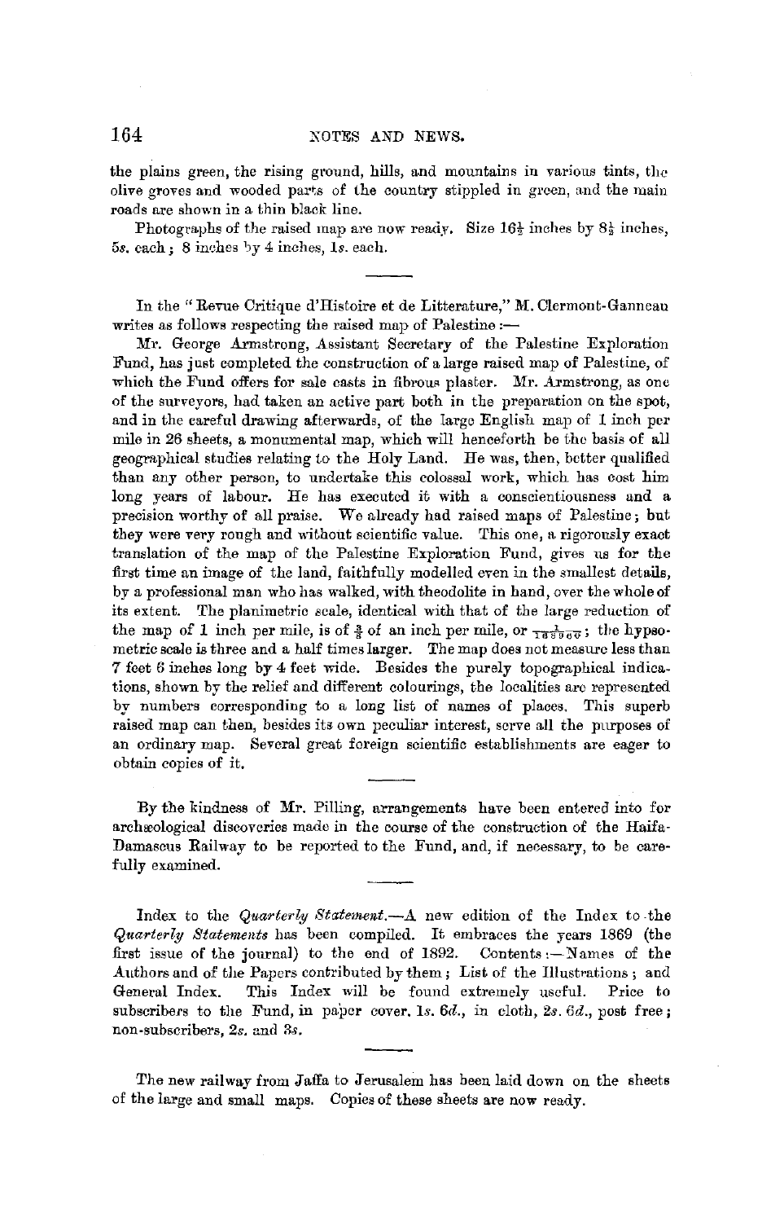the plains green, the rising ground, hills, and mountains in various tints, the olive groves and wooded parts of the country stippled in green, and the main roads are shown in a thin black line.

Photographs of the raised map are now ready. Size $16\frac{1}{2}$ inches by $8\frac{1}{2}$ inches, 5*s.* each; 8 inches by 4 inches, 1*s.* each.

---

In the "Revue Critique d'Histoire et de Litterature," M. Clermont-Ganneau writes as follows respecting the raised map of Palestine:—

Mr. George Armstrong, Assistant Secretary of the Palestine Exploration Fund, has just completed the construction of a large raised map of Palestine, of which the Fund offers for sale casts in fibrous plaster. Mr. Armstrong, as one of the surveyors, had taken an active part both in the preparation on the spot, and in the careful drawing afterwards, of the large English map of 1 inch per mile in 26 sheets, a monumental map, which will henceforth be the basis of all geographical studies relating to the Holy Land. He was, then, better qualified than any other person, to undertake this colossal work, which has cost him long years of labour. He has executed it with a conscientiousness and a precision worthy of all praise. We already had raised maps of Palestine; but they were very rough and without scientific value. This one, a rigorously exact translation of the map of the Palestine Exploration Fund, gives us for the first time an image of the land, faithfully modelled even in the smallest details, by a professional man who has walked, with theodolite in hand, over the whole of its extent. The planimetric scale, identical with that of the large reduction of the map of 1 inch per mile, is of $\frac{3}{8}$ of an inch per mile, or $\frac{1}{168960}$; the hypsometric scale is three and a half times larger. The map does not measure less than 7 feet 6 inches long by 4 feet wide. Besides the purely topographical indications, shown by the relief and different colourings, the localities are represented by numbers corresponding to a long list of names of places. This superb raised map can then, besides its own peculiar interest, serve all the purposes of an ordinary map. Several great foreign scientific establishments are eager to obtain copies of it.

---

By the kindness of Mr. Pilling, arrangements have been entered into for archæological discoveries made in the course of the construction of the Haifa-Damascus Railway to be reported to the Fund, and, if necessary, to be carefully examined.

---

Index to the *Quarterly Statement.*—A new edition of the Index to the *Quarterly Statements* has been compiled. It embraces the years 1869 (the first issue of the journal) to the end of 1892. Contents:—Names of the Authors and of the Papers contributed by them; List of the Illustrations; and General Index. This Index will be found extremely useful. Price to subscribers to the Fund, in paper cover, 1*s.* 6*d.*, in cloth, 2*s.* 6*d.*, post free; non-subscribers, 2*s.* and 3*s.*

---

The new railway from Jaffa to Jerusalem has been laid down on the sheets of the large and small maps. Copies of these sheets are now ready.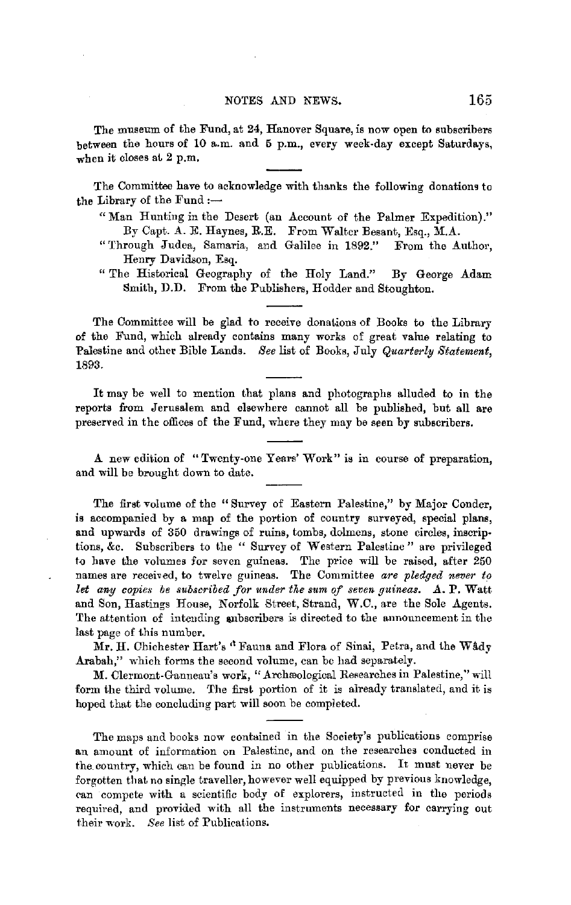The museum of the Fund, at 24, Hanover Square, is now open to subscribers between the hours of 10 a.m. and 5 p.m., every week-day except Saturdays, when it closes at 2 p.m.

---

The Committee have to acknowledge with thanks the following donations to the Library of the Fund :—

"Man Hunting in the Desert (an Account of the Palmer Expedition)." By Capt. A. E. Haynes, R.E. From Walter Besant, Esq., M.A.

"Through Judea, Samaria, and Galilee in 1892." From the Author, Henry Davidson, Esq.

"The Historical Geography of the Holy Land." By George Adam Smith, D.D. From the Publishers, Hodder and Stoughton.

---

The Committee will be glad to receive donations of Books to the Library of the Fund, which already contains many works of great value relating to Palestine and other Bible Lands. *See* list of Books, July *Quarterly Statement*, 1893.

---

It may be well to mention that plans and photographs alluded to in the reports from Jerusalem and elsewhere cannot all be published, but all are preserved in the offices of the Fund, where they may be seen by subscribers.

---

A new edition of "Twenty-one Years' Work" is in course of preparation, and will be brought down to date.

---

The first volume of the "Survey of Eastern Palestine," by Major Conder, is accompanied by a map of the portion of country surveyed, special plans, and upwards of 350 drawings of ruins, tombs, dolmens, stone circles, inscriptions, &c. Subscribers to the "Survey of Western Palestine" are privileged to have the volumes for seven guineas. The price will be raised, after 250 names are received, to twelve guineas. The Committee *are pledged never to let any copies be subscribed for under the sum of seven guineas.* A. P. Watt and Son, Hastings House, Norfolk Street, Strand, W.C., are the Sole Agents. The attention of intending subscribers is directed to the announcement in the last page of this number.

Mr. H. Chichester Hart's "Fauna and Flora of Sinai, Petra, and the Wâdy Arabah," which forms the second volume, can be had separately.

M. Clermont-Ganneau's work, "Archæological Researches in Palestine," will form the third volume. The first portion of it is already translated, and it is hoped that the concluding part will soon be completed.

---

The maps and books now contained in the Society's publications comprise an amount of information on Palestine, and on the researches conducted in the country, which can be found in no other publications. It must never be forgotten that no single traveller, however well equipped by previous knowledge, can compete with a scientific body of explorers, instructed in the periods required, and provided with all the instruments necessary for carrying out their work. *See* list of Publications.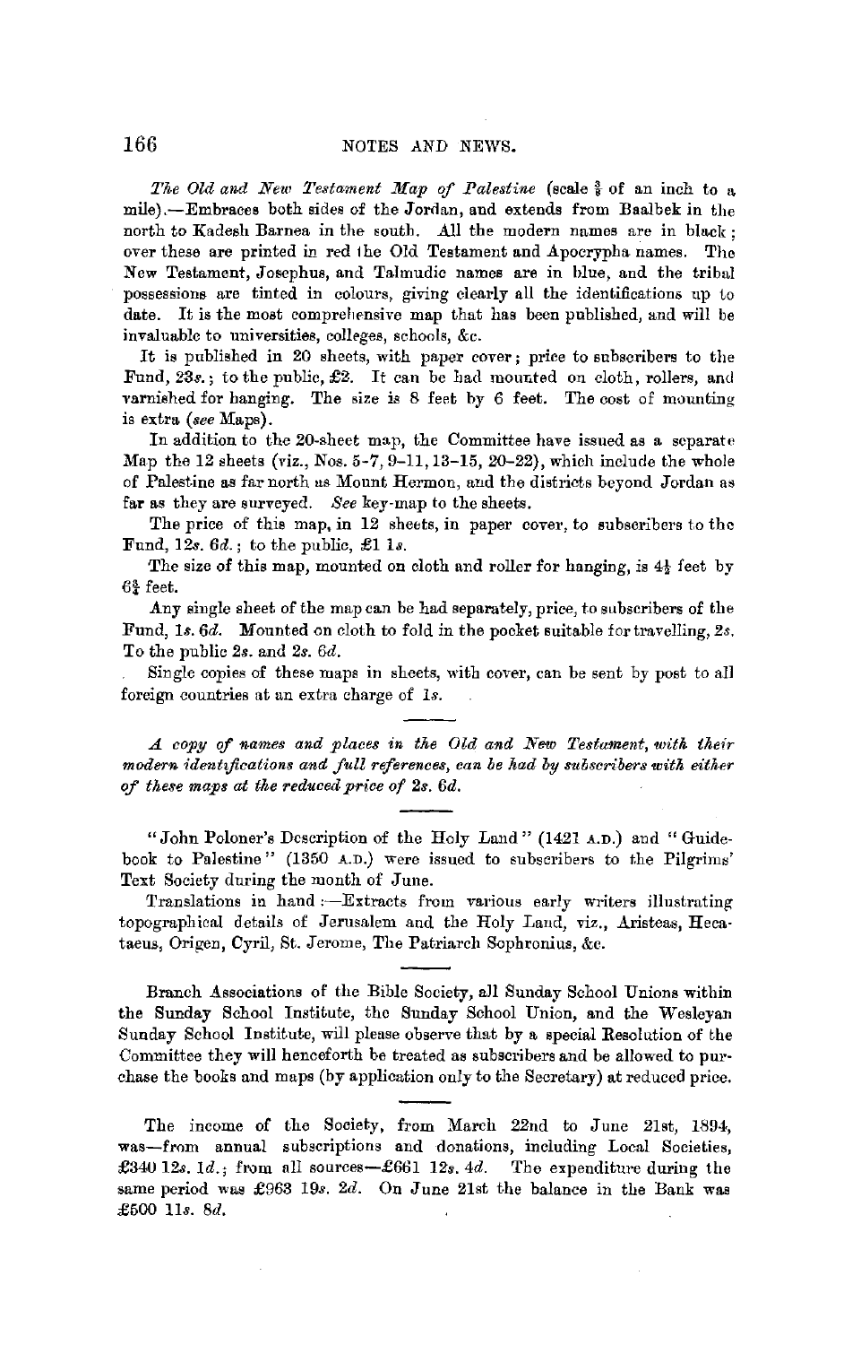*The Old and New Testament Map of Palestine* (scale $\frac{3}{8}$ of an inch to a mile).—Embraces both sides of the Jordan, and extends from Baalbek in the north to Kadesh Barnea in the south. All the modern names are in black; over these are printed in red the Old Testament and Apocrypha names. The New Testament, Josephus, and Talmudic names are in blue, and the tribal possessions are tinted in colours, giving clearly all the identifications up to date. It is the most comprehensive map that has been published, and will be invaluable to universities, colleges, schools, &c.

It is published in 20 sheets, with paper cover; price to subscribers to the Fund, 23*s.*; to the public, £2. It can be had mounted on cloth, rollers, and varnished for hanging. The size is 8 feet by 6 feet. The cost of mounting is extra (*see* Maps).

In addition to the 20-sheet map, the Committee have issued as a separate Map the 12 sheets (viz., Nos. 5-7, 9-11, 13-15, 20-22), which include the whole of Palestine as far north as Mount Hermon, and the districts beyond Jordan as far as they are surveyed. *See* key-map to the sheets.

The price of this map, in 12 sheets, in paper cover, to subscribers to the Fund, 12*s.* 6*d.*; to the public, £1 1*s.*

The size of this map, mounted on cloth and roller for hanging, is $4\frac{1}{2}$ feet by $6\frac{3}{4}$ feet.

Any single sheet of the map can be had separately, price, to subscribers of the Fund, 1*s.* 6*d.* Mounted on cloth to fold in the pocket suitable for travelling, 2*s.* To the public 2*s.* and 2*s.* 6*d.*

Single copies of these maps in sheets, with cover, can be sent by post to all foreign countries at an extra charge of 1*s.*

---

*A copy of names and places in the Old and New Testament, with their modern identifications and full references, can be had by subscribers with either of these maps at the reduced price of 2s. 6d.*

---

"John Poloner's Description of the Holy Land" (1421 A.D.) and "Guide-book to Palestine" (1350 A.D.) were issued to subscribers to the Pilgrims' Text Society during the month of June.

Translations in hand:—Extracts from various early writers illustrating topographical details of Jerusalem and the Holy Land, viz., Aristeas, Hecataeus, Origen, Cyril, St. Jerome, The Patriarch Sophronius, &c.

---

Branch Associations of the Bible Society, all Sunday School Unions within the Sunday School Institute, the Sunday School Union, and the Wesleyan Sunday School Institute, will please observe that by a special Resolution of the Committee they will henceforth be treated as subscribers and be allowed to purchase the books and maps (by application only to the Secretary) at reduced price.

---

The income of the Society, from March 22nd to June 21st, 1894, was—from annual subscriptions and donations, including Local Societies, £340 12*s.* 1*d.*; from all sources—£661 12*s.* 4*d.* The expenditure during the same period was £963 19*s.* 2*d.* On June 21st the balance in the Bank was £500 11*s.* 8*d.*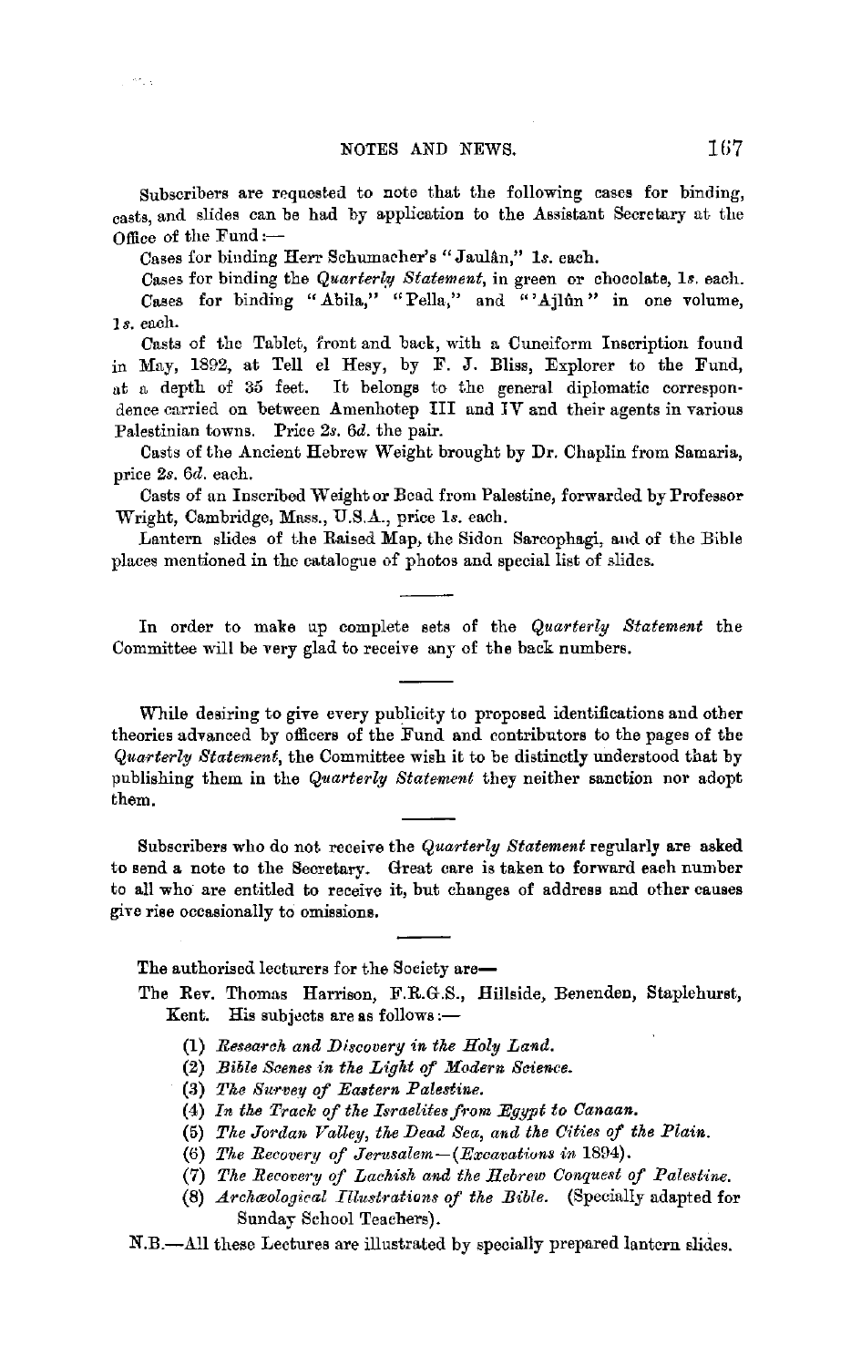Subscribers are requested to note that the following cases for binding, casts, and slides can be had by application to the Assistant Secretary at the Office of the Fund:—

Cases for binding Herr Schumacher's "Jaulân," 1*s.* each.

Cases for binding the *Quarterly Statement*, in green or chocolate, 1*s.* each.

Cases for binding "Abila," "Pella," and "'Ajlûn" in one volume, 1*s.* each.

Casts of the Tablet, front and back, with a Cuneiform Inscription found in May, 1892, at Tell el Hesy, by F. J. Bliss, Explorer to the Fund, at a depth of 35 feet. It belongs to the general diplomatic correspondence carried on between Amenhotep III and IV and their agents in various Palestinian towns. Price 2*s.* 6*d.* the pair.

Casts of the Ancient Hebrew Weight brought by Dr. Chaplin from Samaria, price 2*s.* 6*d.* each.

Casts of an Inscribed Weight or Bead from Palestine, forwarded by Professor Wright, Cambridge, Mass., U.S.A., price 1*s.* each.

Lantern slides of the Raised Map, the Sidon Sarcophagi, and of the Bible places mentioned in the catalogue of photos and special list of slides.

---

In order to make up complete sets of the *Quarterly Statement* the Committee will be very glad to receive any of the back numbers.

---

While desiring to give every publicity to proposed identifications and other theories advanced by officers of the Fund and contributors to the pages of the *Quarterly Statement*, the Committee wish it to be distinctly understood that by publishing them in the *Quarterly Statement* they neither sanction nor adopt them.

---

Subscribers who do not receive the *Quarterly Statement* regularly are asked to send a note to the Secretary. Great care is taken to forward each number to all who are entitled to receive it, but changes of address and other causes give rise occasionally to omissions.

---

The authorised lecturers for the Society are—

The Rev. Thomas Harrison, F.R.G.S., Hillside, Benenden, Staplehurst, Kent. His subjects are as follows:—

(1) *Research and Discovery in the Holy Land.*
(2) *Bible Scenes in the Light of Modern Science.*
(3) *The Survey of Eastern Palestine.*
(4) *In the Track of the Israelites from Egypt to Canaan.*
(5) *The Jordan Valley, the Dead Sea, and the Cities of the Plain.*
(6) *The Recovery of Jerusalem—(Excavations in* 1894).
(7) *The Recovery of Lachish and the Hebrew Conquest of Palestine.*
(8) *Archæological Illustrations of the Bible.* (Specially adapted for Sunday School Teachers).

N.B.—All these Lectures are illustrated by specially prepared lantern slides.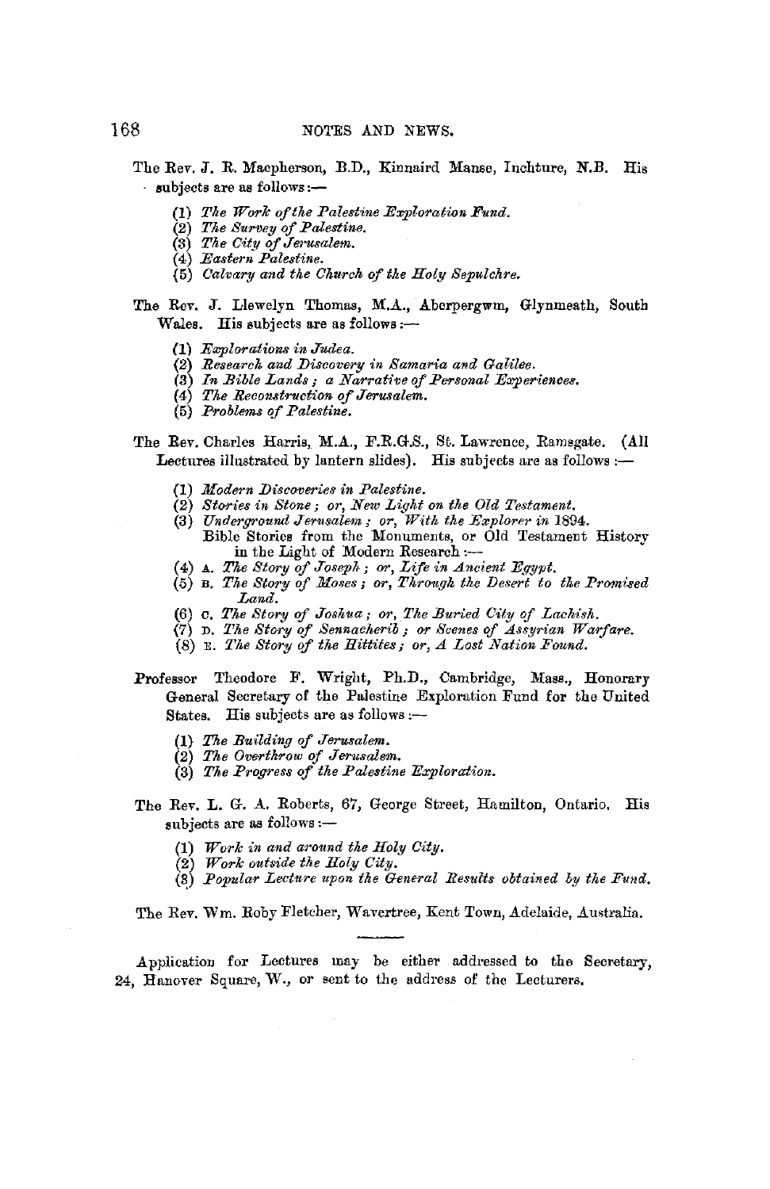The Rev. J. R. Macpherson, B.D., Kinnaird Manse, Inchture, N.B. His subjects are as follows:—

(1) *The Work of the Palestine Exploration Fund.*
(2) *The Survey of Palestine.*
(3) *The City of Jerusalem.*
(4) *Eastern Palestine.*
(5) *Calvary and the Church of the Holy Sepulchre.*

The Rev. J. Llewelyn Thomas, M.A., Aberpergwm, Glynneath, South Wales. His subjects are as follows:—

(1) *Explorations in Judea.*
(2) *Research and Discovery in Samaria and Galilee.*
(3) *In Bible Lands; a Narrative of Personal Experiences.*
(4) *The Reconstruction of Jerusalem.*
(5) *Problems of Palestine.*

The Rev. Charles Harris, M.A., F.R.G.S., St. Lawrence, Ramsgate. (All Lectures illustrated by lantern slides). His subjects are as follows:—

(1) *Modern Discoveries in Palestine.*
(2) *Stories in Stone; or, New Light on the Old Testament.*
(3) *Underground Jerusalem; or, With the Explorer in 1894.*
Bible Stories from the Monuments, or Old Testament History in the Light of Modern Research:—
(4) A. *The Story of Joseph; or, Life in Ancient Egypt.*
(5) B. *The Story of Moses; or, Through the Desert to the Promised Land.*
(6) C. *The Story of Joshua; or, The Buried City of Lachish.*
(7) D. *The Story of Sennacherib; or Scenes of Assyrian Warfare.*
(8) E. *The Story of the Hittites; or, A Lost Nation Found.*

Professor Theodore F. Wright, Ph.D., Cambridge, Mass., Honorary General Secretary of the Palestine Exploration Fund for the United States. His subjects are as follows:—

(1) *The Building of Jerusalem.*
(2) *The Overthrow of Jerusalem.*
(3) *The Progress of the Palestine Exploration.*

The Rev. L. G. A. Roberts, 67, George Street, Hamilton, Ontario. His subjects are as follows:—

(1) *Work in and around the Holy City.*
(2) *Work outside the Holy City.*
(3) *Popular Lecture upon the General Results obtained by the Fund.*

The Rev. Wm. Roby Fletcher, Wavertree, Kent Town, Adelaide, Australia.

---

Application for Lectures may be either addressed to the Secretary, 24, Hanover Square, W., or sent to the address of the Lecturers.